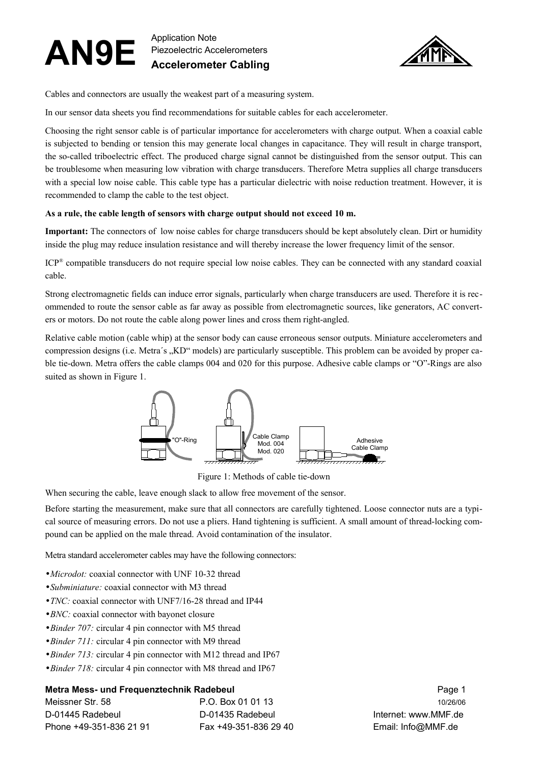# AN9E

Application Note
Piezoelectric Accelerometers
**Accelerometer Cabling**

Cables and connectors are usually the weakest part of a measuring system.

In our sensor data sheets you find recommendations for suitable cables for each accelerometer.

Choosing the right sensor cable is of particular importance for accelerometers with charge output. When a coaxial cable is subjected to bending or tension this may generate local changes in capacitance. They will result in charge transport, the so-called triboelectric effect. The produced charge signal cannot be distinguished from the sensor output. This can be troublesome when measuring low vibration with charge transducers. Therefore Metra supplies all charge transducers with a special low noise cable. This cable type has a particular dielectric with noise reduction treatment. However, it is recommended to clamp the cable to the test object.

**As a rule, the cable length of sensors with charge output should not exceed 10 m.**

**Important:** The connectors of low noise cables for charge transducers should be kept absolutely clean. Dirt or humidity inside the plug may reduce insulation resistance and will thereby increase the lower frequency limit of the sensor.

ICP® compatible transducers do not require special low noise cables. They can be connected with any standard coaxial cable.

Strong electromagnetic fields can induce error signals, particularly when charge transducers are used. Therefore it is recommended to route the sensor cable as far away as possible from electromagnetic sources, like generators, AC converters or motors. Do not route the cable along power lines and cross them right-angled.

Relative cable motion (cable whip) at the sensor body can cause erroneous sensor outputs. Miniature accelerometers and compression designs (i.e. Metra´s „KD" models) are particularly susceptible. This problem can be avoided by proper cable tie-down. Metra offers the cable clamps 004 and 020 for this purpose. Adhesive cable clamps or "O"-Rings are also suited as shown in Figure 1.

"O"-Ring | Cable Clamp Mod. 004 Mod. 020 | Adhesive Cable Clamp

Figure 1: Methods of cable tie-down

When securing the cable, leave enough slack to allow free movement of the sensor.

Before starting the measurement, make sure that all connectors are carefully tightened. Loose connector nuts are a typical source of measuring errors. Do not use a pliers. Hand tightening is sufficient. A small amount of thread-locking compound can be applied on the male thread. Avoid contamination of the insulator.

Metra standard accelerometer cables may have the following connectors:

- *Microdot:* coaxial connector with UNF 10-32 thread
- *Subminiature:* coaxial connector with M3 thread
- *TNC:* coaxial connector with UNF7/16-28 thread and IP44
- *BNC:* coaxial connector with bayonet closure
- *Binder 707:* circular 4 pin connector with M5 thread
- *Binder 711:* circular 4 pin connector with M9 thread
- *Binder 713:* circular 4 pin connector with M12 thread and IP67
- *Binder 718:* circular 4 pin connector with M8 thread and IP67

**Metra Mess- und Frequenztechnik Radebeul**
Meissner Str. 58 | P.O. Box 01 01 13 | 10/26/06
D-01445 Radebeul | D-01435 Radebeul | Internet: www.MMF.de
Phone +49-351-836 21 91 | Fax +49-351-836 29 40 | Email: Info@MMF.de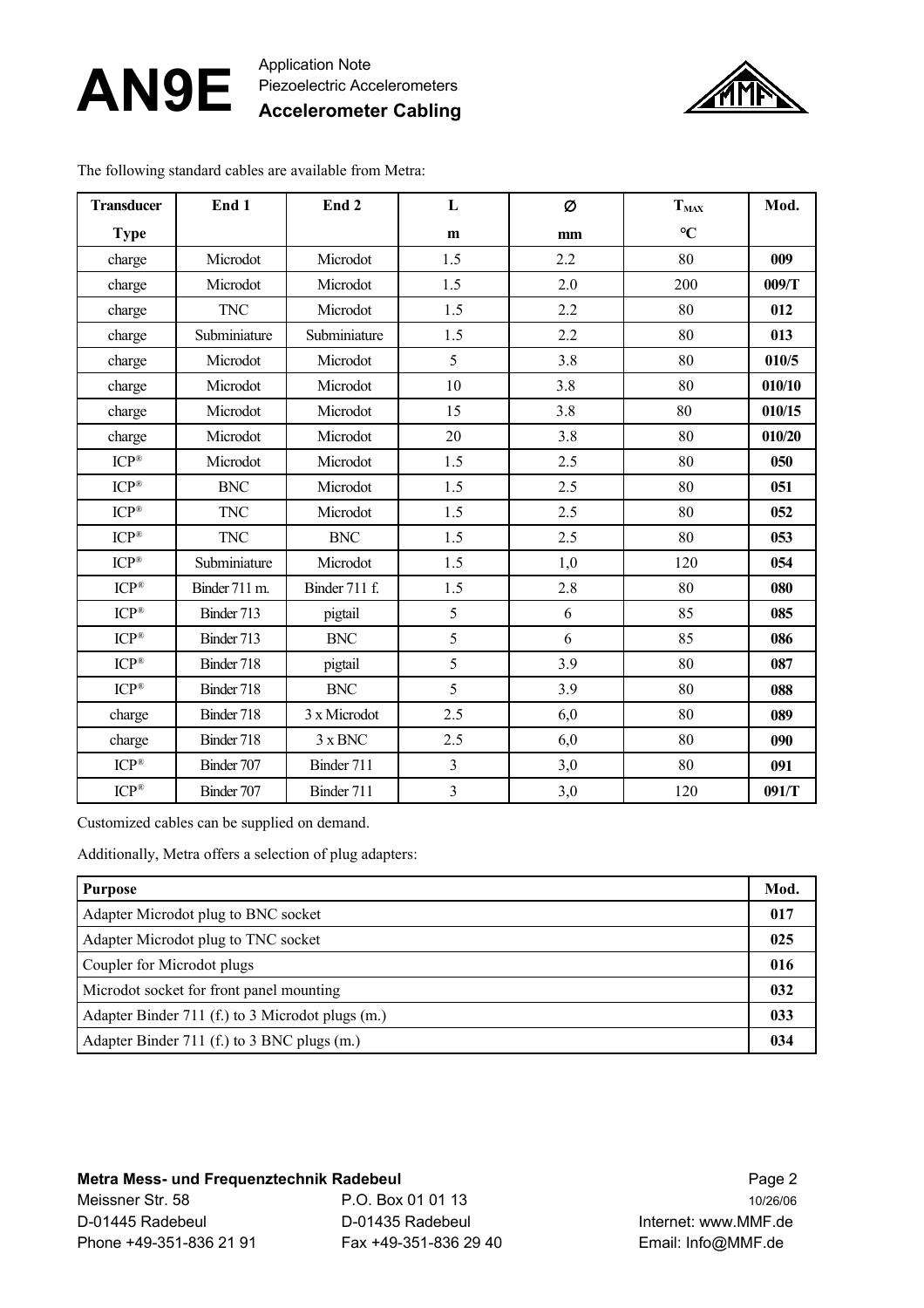The following standard cables are available from Metra:

| Transducer Type | End 1 | End 2 | L m | Ø mm | $T_{MAX}$ °C | Mod. |
|---|---|---|---|---|---|---|
| charge | Microdot | Microdot | 1.5 | 2.2 | 80 | **009** |
| charge | Microdot | Microdot | 1.5 | 2.0 | 200 | **009/T** |
| charge | TNC | Microdot | 1.5 | 2.2 | 80 | **012** |
| charge | Subminiature | Subminiature | 1.5 | 2.2 | 80 | **013** |
| charge | Microdot | Microdot | 5 | 3.8 | 80 | **010/5** |
| charge | Microdot | Microdot | 10 | 3.8 | 80 | **010/10** |
| charge | Microdot | Microdot | 15 | 3.8 | 80 | **010/15** |
| charge | Microdot | Microdot | 20 | 3.8 | 80 | **010/20** |
| ICP® | Microdot | Microdot | 1.5 | 2.5 | 80 | **050** |
| ICP® | BNC | Microdot | 1.5 | 2.5 | 80 | **051** |
| ICP® | TNC | Microdot | 1.5 | 2.5 | 80 | **052** |
| ICP® | TNC | BNC | 1.5 | 2.5 | 80 | **053** |
| ICP® | Subminiature | Microdot | 1.5 | 1,0 | 120 | **054** |
| ICP® | Binder 711 m. | Binder 711 f. | 1.5 | 2.8 | 80 | **080** |
| ICP® | Binder 713 | pigtail | 5 | 6 | 85 | **085** |
| ICP® | Binder 713 | BNC | 5 | 6 | 85 | **086** |
| ICP® | Binder 718 | pigtail | 5 | 3.9 | 80 | **087** |
| ICP® | Binder 718 | BNC | 5 | 3.9 | 80 | **088** |
| charge | Binder 718 | 3 x Microdot | 2.5 | 6,0 | 80 | **089** |
| charge | Binder 718 | 3 x BNC | 2.5 | 6,0 | 80 | **090** |
| ICP® | Binder 707 | Binder 711 | 3 | 3,0 | 80 | **091** |
| ICP® | Binder 707 | Binder 711 | 3 | 3,0 | 120 | **091/T** |

Customized cables can be supplied on demand.

Additionally, Metra offers a selection of plug adapters:

| Purpose | Mod. |
|---|---|
| Adapter Microdot plug to BNC socket | **017** |
| Adapter Microdot plug to TNC socket | **025** |
| Coupler for Microdot plugs | **016** |
| Microdot socket for front panel mounting | **032** |
| Adapter Binder 711 (f.) to 3 Microdot plugs (m.) | **033** |
| Adapter Binder 711 (f.) to 3 BNC plugs (m.) | **034** |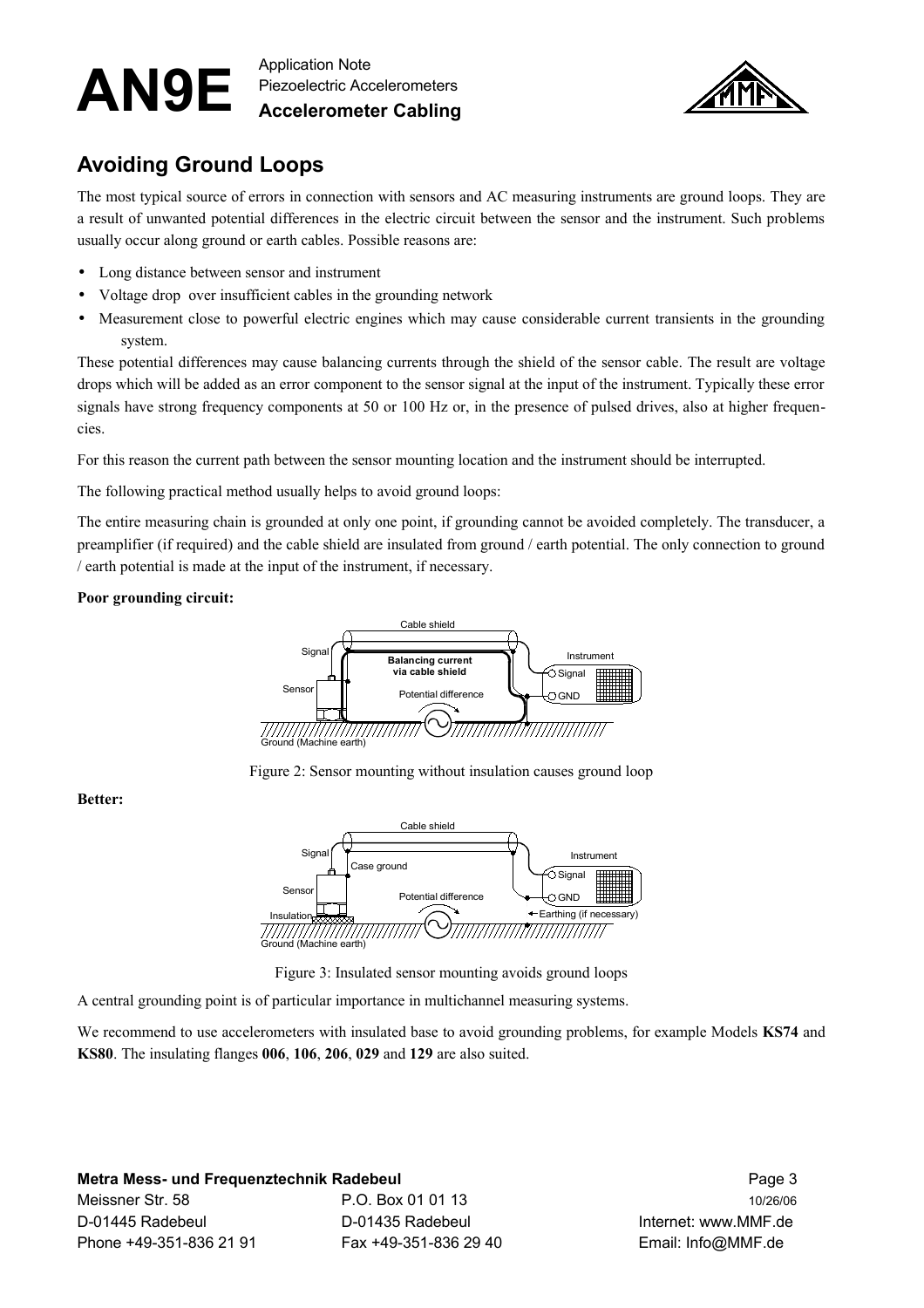## Avoiding Ground Loops

The most typical source of errors in connection with sensors and AC measuring instruments are ground loops. They are a result of unwanted potential differences in the electric circuit between the sensor and the instrument. Such problems usually occur along ground or earth cables. Possible reasons are:

- Long distance between sensor and instrument
- Voltage drop over insufficient cables in the grounding network
- Measurement close to powerful electric engines which may cause considerable current transients in the grounding system.

These potential differences may cause balancing currents through the shield of the sensor cable. The result are voltage drops which will be added as an error component to the sensor signal at the input of the instrument. Typically these error signals have strong frequency components at 50 or 100 Hz or, in the presence of pulsed drives, also at higher frequencies.

For this reason the current path between the sensor mounting location and the instrument should be interrupted.

The following practical method usually helps to avoid ground loops:

The entire measuring chain is grounded at only one point, if grounding cannot be avoided completely. The transducer, a preamplifier (if required) and the cable shield are insulated from ground / earth potential. The only connection to ground / earth potential is made at the input of the instrument, if necessary.

**Poor grounding circuit:**

Cable shield
Signal
Balancing current via cable shield
Instrument
Signal
Sensor
Potential difference
GND
Ground (Machine earth)

Figure 2: Sensor mounting without insulation causes ground loop

**Better:**

Cable shield
Signal
Case ground
Instrument
Signal
Sensor
Potential difference
GND
Insulation
Earthing (if necessary)
Ground (Machine earth)

Figure 3: Insulated sensor mounting avoids ground loops

A central grounding point is of particular importance in multichannel measuring systems.

We recommend to use accelerometers with insulated base to avoid grounding problems, for example Models **KS74** and **KS80**. The insulating flanges **006**, **106**, **206**, **029** and **129** are also suited.